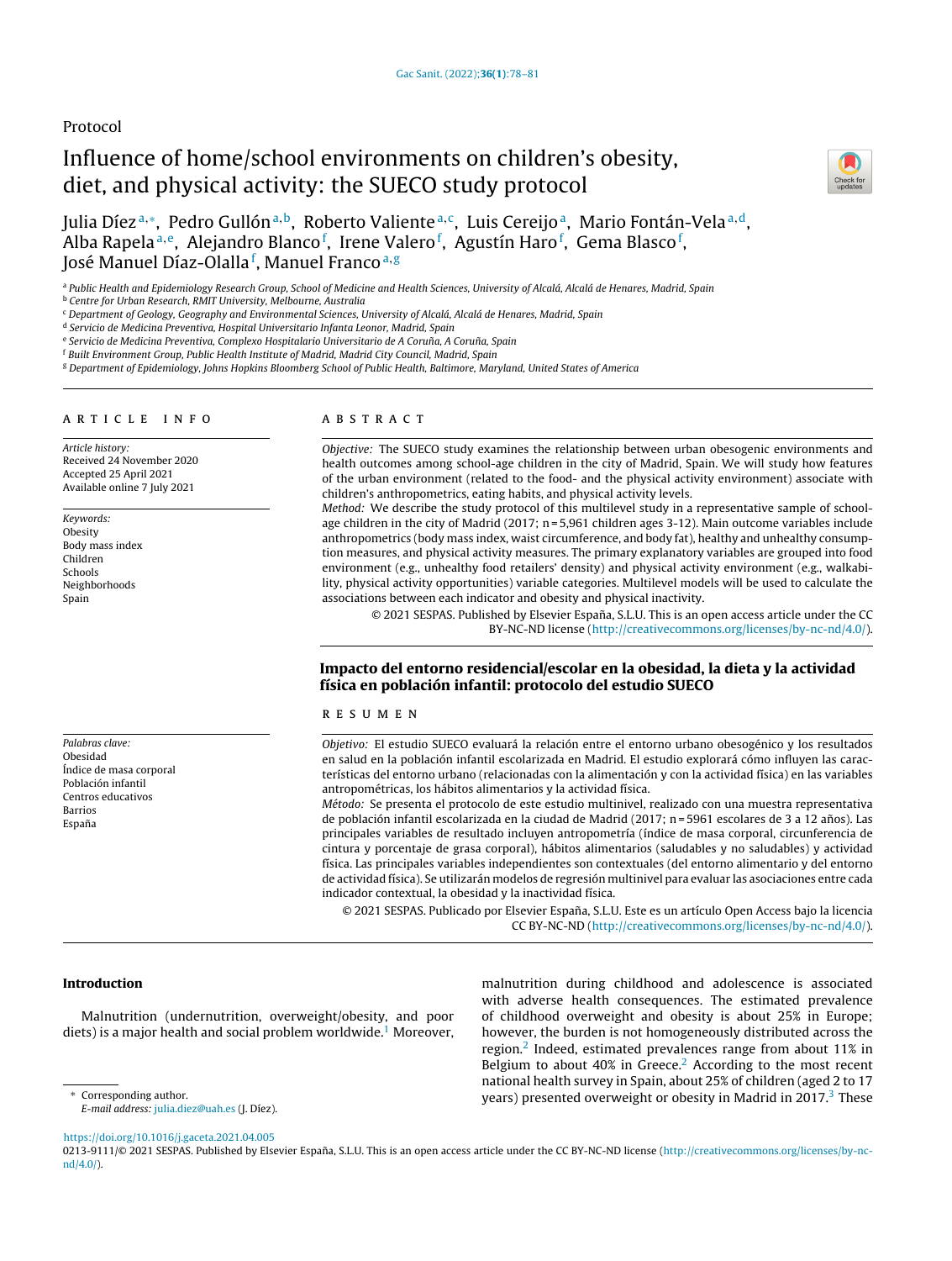Protocol

# Influence of home/school environments on children's obesity, diet, and physical activity: the SUECO study protocol

Julia Díez[a,*], Pedro Gullón[a,b], Roberto Valiente[a,c], Luis Cereijo[a], Mario Fontán-Vela[a,d], Alba Rapela[a,e], Alejandro Blanco[f], Irene Valero[f], Agustín Haro[f], Gema Blasco[f], José Manuel Díaz-Olalla[f], Manuel Franco[a,g]

[a] Public Health and Epidemiology Research Group, School of Medicine and Health Sciences, University of Alcalá, Alcalá de Henares, Madrid, Spain
[b] Centre for Urban Research, RMIT University, Melbourne, Australia
[c] Department of Geology, Geography and Environmental Sciences, University of Alcalá, Alcalá de Henares, Madrid, Spain
[d] Servicio de Medicina Preventiva, Hospital Universitario Infanta Leonor, Madrid, Spain
[e] Servicio de Medicina Preventiva, Complexo Hospitalario Universitario de A Coruña, A Coruña, Spain
[f] Built Environment Group, Public Health Institute of Madrid, Madrid City Council, Madrid, Spain
[g] Department of Epidemiology, Johns Hopkins Bloomberg School of Public Health, Baltimore, Maryland, United States of America

## ARTICLE INFO

*Article history:*
Received 24 November 2020
Accepted 25 April 2021
Available online 7 July 2021

*Keywords:*
Obesity
Body mass index
Children
Schools
Neighborhoods
Spain

## ABSTRACT

*Objective:* The SUECO study examines the relationship between urban obesogenic environments and health outcomes among school-age children in the city of Madrid, Spain. We will study how features of the urban environment (related to the food- and the physical activity environment) associate with children's anthropometrics, eating habits, and physical activity levels.

*Method:* We describe the study protocol of this multilevel study in a representative sample of school-age children in the city of Madrid (2017; n = 5,961 children ages 3-12). Main outcome variables include anthropometrics (body mass index, waist circumference, and body fat), healthy and unhealthy consumption measures, and physical activity measures. The primary explanatory variables are grouped into food environment (e.g., unhealthy food retailers' density) and physical activity environment (e.g., walkability, physical activity opportunities) variable categories. Multilevel models will be used to calculate the associations between each indicator and obesity and physical inactivity.

© 2021 SESPAS. Published by Elsevier España, S.L.U. This is an open access article under the CC BY-NC-ND license (http://creativecommons.org/licenses/by-nc-nd/4.0/).

## Impacto del entorno residencial/escolar en la obesidad, la dieta y la actividad física en población infantil: protocolo del estudio SUECO

*Palabras clave:*
Obesidad
Índice de masa corporal
Población infantil
Centros educativos
Barrios
España

## RESUMEN

*Objetivo:* El estudio SUECO evaluará la relación entre el entorno urbano obesogénico y los resultados en salud en la población infantil escolarizada en la ciudad de Madrid. El estudio explorará cómo influyen las características del entorno urbano (relacionadas con la alimentación y con la actividad física) en las variables antropométricas, los hábitos alimentarios y la actividad física.

*Método:* Se presenta el protocolo de este estudio multinivel, realizado con una muestra representativa de población infantil escolarizada en la ciudad de Madrid (2017; n = 5961 escolares de 3 a 12 años). Las principales variables de resultado incluyen antropometría (índice de masa corporal, circunferencia de cintura y porcentaje de grasa corporal), hábitos alimentarios (saludables y no saludables) y actividad física. Las principales variables independientes son contextuales (del entorno alimentario y del entorno de actividad física). Se utilizarán modelos de regresión multinivel para evaluar las asociaciones entre cada indicador contextual, la obesidad y la inactividad física.

© 2021 SESPAS. Publicado por Elsevier España, S.L.U. Este es un artículo Open Access bajo la licencia CC BY-NC-ND (http://creativecommons.org/licenses/by-nc-nd/4.0/).

## Introduction

Malnutrition (undernutrition, overweight/obesity, and poor diets) is a major health and social problem worldwide.[1] Moreover, malnutrition during childhood and adolescence is associated with adverse health consequences. The estimated prevalence of childhood overweight and obesity is about 25% in Europe; however, the burden is not homogeneously distributed across the region.[2] Indeed, estimated prevalences range from about 11% in Belgium to about 40% in Greece.[2] According to the most recent national health survey in Spain, about 25% of children (aged 2 to 17 years) presented overweight or obesity in Madrid in 2017.[3] These

\* Corresponding author.
*E-mail address:* julia.diez@uah.es (J. Díez).

https://doi.org/10.1016/j.gaceta.2021.04.005
0213-9111/© 2021 SESPAS. Published by Elsevier España, S.L.U. This is an open access article under the CC BY-NC-ND license (http://creativecommons.org/licenses/by-nc-nd/4.0/).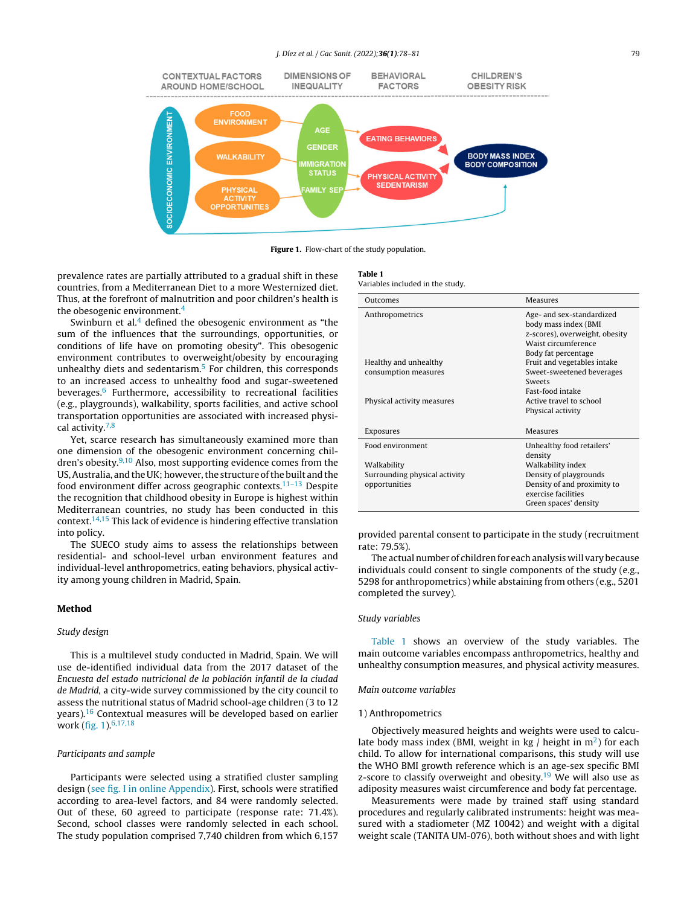Figure 1. Flow-chart of the study population.

prevalence rates are partially attributed to a gradual shift in these countries, from a Mediterranean Diet to a more Westernized diet. Thus, at the forefront of malnutrition and poor children's health is the obesogenic environment.[4]

Swinburn et al.[4] defined the obesogenic environment as "the sum of the influences that the surroundings, opportunities, or conditions of life have on promoting obesity". This obesogenic environment contributes to overweight/obesity by encouraging unhealthy diets and sedentarism.[5] For children, this corresponds to an increased access to unhealthy food and sugar-sweetened beverages.[6] Furthermore, accessibility to recreational facilities (e.g., playgrounds), walkability, sports facilities, and active school transportation opportunities are associated with increased physical activity.[7,8]

Yet, scarce research has simultaneously examined more than one dimension of the obesogenic environment concerning children's obesity.[9,10] Also, most supporting evidence comes from the US, Australia, and the UK; however, the structure of the built and the food environment differ across geographic contexts.[11–13] Despite the recognition that childhood obesity in Europe is highest within Mediterranean countries, no study has been conducted in this context.[14,15] This lack of evidence is hindering effective translation into policy.

The SUECO study aims to assess the relationships between residential- and school-level urban environment features and individual-level anthropometrics, eating behaviors, physical activity among young children in Madrid, Spain.

## Method

### Study design

This is a multilevel study conducted in Madrid, Spain. We will use de-identified individual data from the 2017 dataset of the *Encuesta del estado nutricional de la población infantil de la ciudad de Madrid*, a city-wide survey commissioned by the city council to assess the nutritional status of Madrid school-age children (3 to 12 years).[16] Contextual measures will be developed based on earlier work (fig. 1).[6,17,18]

### Participants and sample

Participants were selected using a stratified cluster sampling design (see fig. I in online Appendix). First, schools were stratified according to area-level factors, and 84 were randomly selected. Out of these, 60 agreed to participate (response rate: 71.4%). Second, school classes were randomly selected in each school. The study population comprised 7,740 children from which 6,157 provided parental consent to participate in the study (recruitment rate: 79.5%).

The actual number of children for each analysis will vary because individuals could consent to single components of the study (e.g., 5298 for anthropometrics) while abstaining from others (e.g., 5201 completed the survey).

**Table 1**
Variables included in the study.

| Outcomes | Measures |
|---|---|
| Anthropometrics | Age- and sex-standardized body mass index (BMI z-scores), overweight, obesity<br>Waist circumference<br>Body fat percentage |
| Healthy and unhealthy consumption measures | Fruit and vegetables intake<br>Sweet-sweetened beverages<br>Sweets<br>Fast-food intake |
| Physical activity measures | Active travel to school<br>Physical activity |
| **Exposures** | **Measures** |
| Food environment | Unhealthy food retailers' density |
| Walkability | Walkability index |
| Surrounding physical activity opportunities | Density of playgrounds<br>Density of and proximity to exercise facilities<br>Green spaces' density |

### Study variables

Table 1 shows an overview of the study variables. The main outcome variables encompass anthropometrics, healthy and unhealthy consumption measures, and physical activity measures.

### Main outcome variables

1) Anthropometrics

Objectively measured heights and weights were used to calculate body mass index (BMI, weight in kg / height in m$^2$) for each child. To allow for international comparisons, this study will use the WHO BMI growth reference which is an age-sex specific BMI z-score to classify overweight and obesity.[19] We will also use as adiposity measures waist circumference and body fat percentage.

Measurements were made by trained staff using standard procedures and regularly calibrated instruments: height was measured with a stadiometer (MZ 10042) and weight with a digital weight scale (TANITA UM-076), both without shoes and with light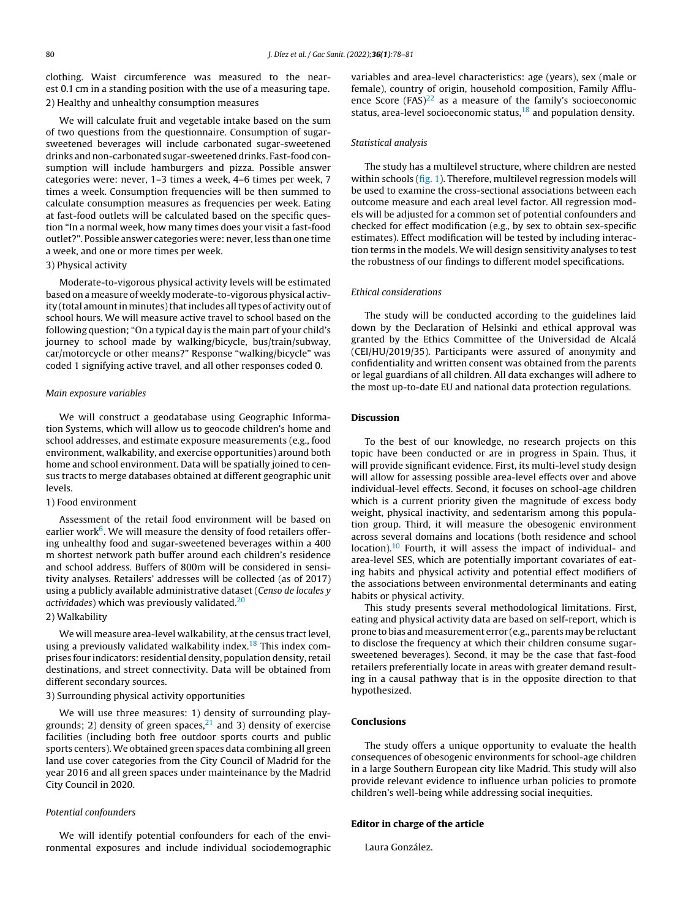clothing. Waist circumference was measured to the nearest 0.1 cm in a standing position with the use of a measuring tape.

2) Healthy and unhealthy consumption measures

We will calculate fruit and vegetable intake based on the sum of two questions from the questionnaire. Consumption of sugar-sweetened beverages will include carbonated sugar-sweetened drinks and non-carbonated sugar-sweetened drinks. Fast-food consumption will include hamburgers and pizza. Possible answer categories were: never, 1–3 times a week, 4–6 times per week, 7 times a week. Consumption frequencies will be then summed to calculate consumption measures as frequencies per week. Eating at fast-food outlets will be calculated based on the specific question "In a normal week, how many times does your visit a fast-food outlet?". Possible answer categories were: never, less than one time a week, and one or more times per week.

3) Physical activity

Moderate-to-vigorous physical activity levels will be estimated based on a measure of weekly moderate-to-vigorous physical activity (total amount in minutes) that includes all types of activity out of school hours. We will measure active travel to school based on the following question; "On a typical day is the main part of your child's journey to school made by walking/bicycle, bus/train/subway, car/motorcycle or other means?" Response "walking/bicycle" was coded 1 signifying active travel, and all other responses coded 0.

### *Main exposure variables*

We will construct a geodatabase using Geographic Information Systems, which will allow us to geocode children's home and school addresses, and estimate exposure measurements (e.g., food environment, walkability, and exercise opportunities) around both home and school environment. Data will be spatially joined to census tracts to merge databases obtained at different geographic unit levels.

1) Food environment

Assessment of the retail food environment will be based on earlier work[6]. We will measure the density of food retailers offering unhealthy food and sugar-sweetened beverages within a 400 m shortest network path buffer around each children's residence and school address. Buffers of 800m will be considered in sensitivity analyses. Retailers' addresses will be collected (as of 2017) using a publicly available administrative dataset (*Censo de locales y actividades*) which was previously validated.[20]

2) Walkability

We will measure area-level walkability, at the census tract level, using a previously validated walkability index.[18] This index comprises four indicators: residential density, population density, retail destinations, and street connectivity. Data will be obtained from different secondary sources.

3) Surrounding physical activity opportunities

We will use three measures: 1) density of surrounding playgrounds; 2) density of green spaces,[21] and 3) density of exercise facilities (including both free outdoor sports courts and public sports centers). We obtained green spaces data combining all green land use cover categories from the City Council of Madrid for the year 2016 and all green spaces under mainteinance by the Madrid City Council in 2020.

### *Potential confounders*

We will identify potential confounders for each of the environmental exposures and include individual sociodemographic variables and area-level characteristics: age (years), sex (male or female), country of origin, household composition, Family Affluence Score (FAS)[22] as a measure of the family's socioeconomic status, area-level socioeconomic status,[18] and population density.

### *Statistical analysis*

The study has a multilevel structure, where children are nested within schools (fig. 1). Therefore, multilevel regression models will be used to examine the cross-sectional associations between each outcome measure and each areal level factor. All regression models will be adjusted for a common set of potential confounders and checked for effect modification (e.g., by sex to obtain sex-specific estimates). Effect modification will be tested by including interaction terms in the models. We will design sensitivity analyses to test the robustness of our findings to different model specifications.

### *Ethical considerations*

The study will be conducted according to the guidelines laid down by the Declaration of Helsinki and ethical approval was granted by the Ethics Committee of the Universidad de Alcalá (CEI/HU/2019/35). Participants were assured of anonymity and confidentiality and written consent was obtained from the parents or legal guardians of all children. All data exchanges will adhere to the most up-to-date EU and national data protection regulations.

## Discussion

To the best of our knowledge, no research projects on this topic have been conducted or are in progress in Spain. Thus, it will provide significant evidence. First, its multi-level study design will allow for assessing possible area-level effects over and above individual-level effects. Second, it focuses on school-age children which is a current priority given the magnitude of excess body weight, physical inactivity, and sedentarism among this population group. Third, it will measure the obesogenic environment across several domains and locations (both residence and school location).[10] Fourth, it will assess the impact of individual- and area-level SES, which are potentially important covariates of eating habits and physical activity and potential effect modifiers of the associations between environmental determinants and eating habits or physical activity.

This study presents several methodological limitations. First, eating and physical activity data are based on self-report, which is prone to bias and measurement error (e.g., parents may be reluctant to disclose the frequency at which their children consume sugar-sweetened beverages). Second, it may be the case that fast-food retailers preferentially locate in areas with greater demand resulting in a causal pathway that is in the opposite direction to that hypothesized.

## Conclusions

The study offers a unique opportunity to evaluate the health consequences of obesogenic environments for school-age children in a large Southern European city like Madrid. This study will also provide relevant evidence to influence urban policies to promote children's well-being while addressing social inequities.

## Editor in charge of the article

Laura González.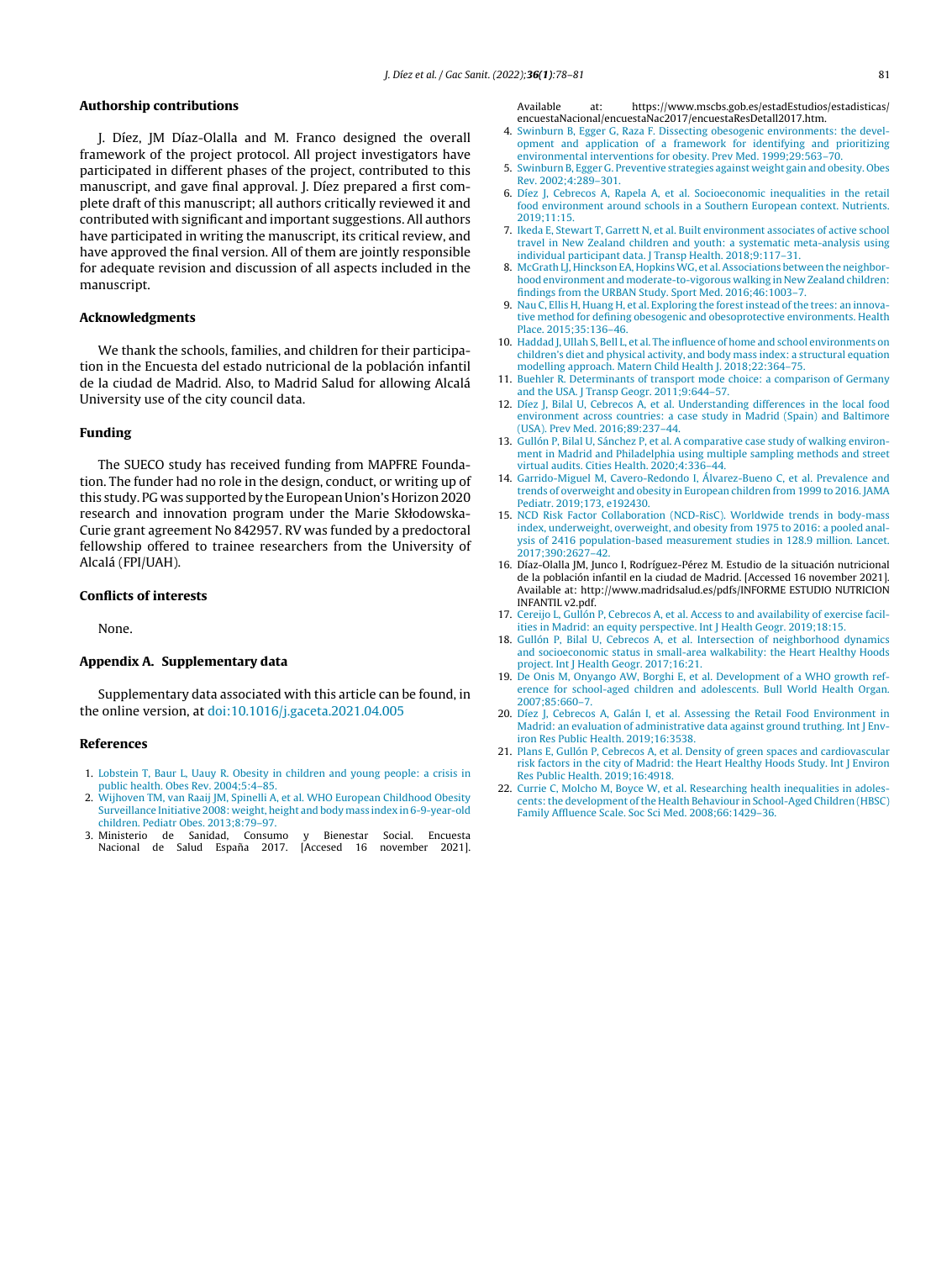## Authorship contributions

J. Díez, JM Díaz-Olalla and M. Franco designed the overall framework of the project protocol. All project investigators have participated in different phases of the project, contributed to this manuscript, and gave final approval. J. Díez prepared a first complete draft of this manuscript; all authors critically reviewed it and contributed with significant and important suggestions. All authors have participated in writing the manuscript, its critical review, and have approved the final version. All of them are jointly responsible for adequate revision and discussion of all aspects included in the manuscript.

## Acknowledgments

We thank the schools, families, and children for their participation in the Encuesta del estado nutricional de la población infantil de la ciudad de Madrid. Also, to Madrid Salud for allowing Alcalá University use of the city council data.

## Funding

The SUECO study has received funding from MAPFRE Foundation. The funder had no role in the design, conduct, or writing up of this study. PG was supported by the European Union's Horizon 2020 research and innovation program under the Marie Skłodowska-Curie grant agreement No 842957. RV was funded by a predoctoral fellowship offered to trainee researchers from the University of Alcalá (FPI/UAH).

## Conflicts of interests

None.

## Appendix A. Supplementary data

Supplementary data associated with this article can be found, in the online version, at doi:10.1016/j.gaceta.2021.04.005

## References

1. Lobstein T, Baur L, Uauy R. Obesity in children and young people: a crisis in public health. Obes Rev. 2004;5:4–85.
2. Wijhoven TM, van Raaij JM, Spinelli A, et al. WHO European Childhood Obesity Surveillance Initiative 2008: weight, height and body mass index in 6-9-year-old children. Pediatr Obes. 2013;8:79–97.
3. Ministerio de Sanidad, Consumo y Bienestar Social. Encuesta Nacional de Salud España 2017. [Accesed 16 november 2021]. Available at: https://www.mscbs.gob.es/estadEstudios/estadisticas/encuestaNacional/encuestaNac2017/encuestaResDetall2017.htm.
4. Swinburn B, Egger G, Raza F. Dissecting obesogenic environments: the development and application of a framework for identifying and prioritizing environmental interventions for obesity. Prev Med. 1999;29:563–70.
5. Swinburn B, Egger G. Preventive strategies against weight gain and obesity. Obes Rev. 2002;4:289–301.
6. Díez J, Cebrecos A, Rapela A, et al. Socioeconomic inequalities in the retail food environment around schools in a Southern European context. Nutrients. 2019;11:15.
7. Ikeda E, Stewart T, Garrett N, et al. Built environment associates of active school travel in New Zealand children and youth: a systematic meta-analysis using individual participant data. J Transp Health. 2018;9:117–31.
8. McGrath LJ, Hinckson EA, Hopkins WG, et al. Associations between the neighborhood environment and moderate-to-vigorous walking in New Zealand children: findings from the URBAN Study. Sport Med. 2016;46:1003–7.
9. Nau C, Ellis H, Huang H, et al. Exploring the forest instead of the trees: an innovative method for defining obesogenic and obesoprotective environments. Health Place. 2015;35:136–46.
10. Haddad J, Ullah S, Bell L, et al. The influence of home and school environments on children's diet and physical activity, and body mass index: a structural equation modelling approach. Matern Child Health J. 2018;22:364–75.
11. Buehler R. Determinants of transport mode choice: a comparison of Germany and the USA. J Transp Geogr. 2011;9:644–57.
12. Díez J, Bilal U, Cebrecos A, et al. Understanding differences in the local food environment across countries: a case study in Madrid (Spain) and Baltimore (USA). Prev Med. 2016;89:237–44.
13. Gullón P, Bilal U, Sánchez P, et al. A comparative case study of walking environment in Madrid and Philadelphia using multiple sampling methods and street virtual audits. Cities Health. 2020;4:336–44.
14. Garrido-Miguel M, Cavero-Redondo I, Álvarez-Bueno C, et al. Prevalence and trends of overweight and obesity in European children from 1999 to 2016. JAMA Pediatr. 2019;173, e192430.
15. NCD Risk Factor Collaboration (NCD-RisC). Worldwide trends in body-mass index, underweight, overweight, and obesity from 1975 to 2016: a pooled analysis of 2416 population-based measurement studies in 128.9 million. Lancet. 2017;390:2627–42.
16. Díaz-Olalla JM, Junco I, Rodríguez-Pérez M. Estudio de la situación nutricional de la población infantil en la ciudad de Madrid. [Accessed 16 november 2021]. Available at: http://www.madridsalud.es/pdfs/INFORME ESTUDIO NUTRICION INFANTIL v2.pdf.
17. Cereijo L, Gullón P, Cebrecos A, et al. Access to and availability of exercise facilities in Madrid: an equity perspective. Int J Health Geogr. 2019;18:15.
18. Gullón P, Bilal U, Cebrecos A, et al. Intersection of neighborhood dynamics and socioeconomic status in small-area walkability: the Heart Healthy Hoods project. Int J Health Geogr. 2017;16:21.
19. De Onis M, Onyango AW, Borghi E, et al. Development of a WHO growth reference for school-aged children and adolescents. Bull World Health Organ. 2007;85:660–7.
20. Díez J, Cebrecos A, Galán I, et al. Assessing the Retail Food Environment in Madrid: an evaluation of administrative data against ground truthing. Int J Environ Res Public Health. 2019;16:3538.
21. Plans E, Gullón P, Cebrecos A, et al. Density of green spaces and cardiovascular risk factors in the city of Madrid: the Heart Healthy Hoods Study. Int J Environ Res Public Health. 2019;16:4918.
22. Currie C, Molcho M, Boyce W, et al. Researching health inequalities in adolescents: the development of the Health Behaviour in School-Aged Children (HBSC) Family Affluence Scale. Soc Sci Med. 2008;66:1429–36.